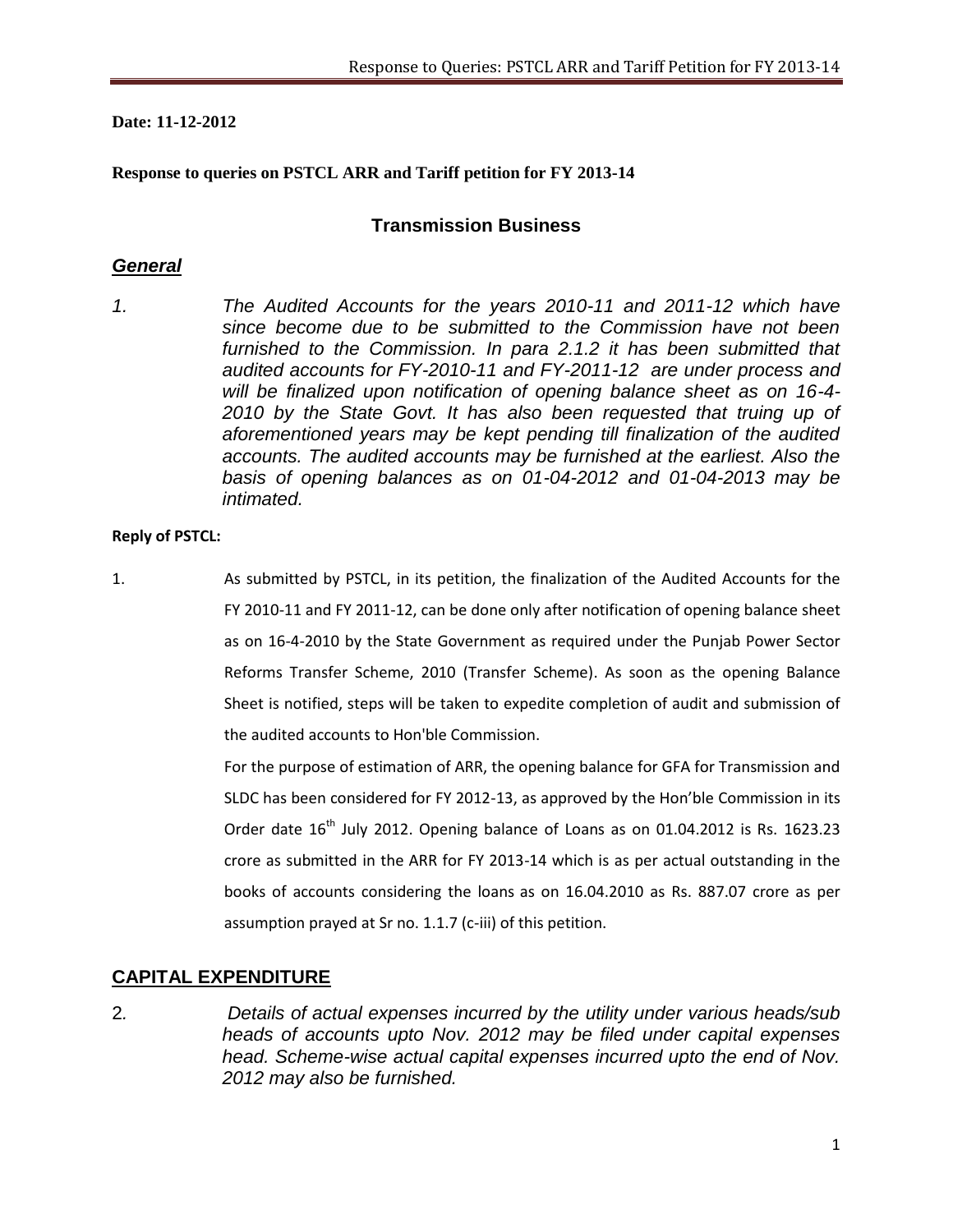**Date: 11-12-2012**

**Response to queries on PSTCL ARR and Tariff petition for FY 2013-14**

## Transmission Business

### ***General***

1. *The Audited Accounts for the years 2010-11 and 2011-12 which have since become due to be submitted to the Commission have not been furnished to the Commission. In para 2.1.2 it has been submitted that audited accounts for FY-2010-11 and FY-2011-12 are under process and will be finalized upon notification of opening balance sheet as on 16-4-2010 by the State Govt. It has also been requested that truing up of aforementioned years may be kept pending till finalization of the audited accounts. The audited accounts may be furnished at the earliest. Also the basis of opening balances as on 01-04-2012 and 01-04-2013 may be intimated.*

**Reply of PSTCL:**

1. As submitted by PSTCL, in its petition, the finalization of the Audited Accounts for the FY 2010-11 and FY 2011-12, can be done only after notification of opening balance sheet as on 16-4-2010 by the State Government as required under the Punjab Power Sector Reforms Transfer Scheme, 2010 (Transfer Scheme). As soon as the opening Balance Sheet is notified, steps will be taken to expedite completion of audit and submission of the audited accounts to Hon'ble Commission.

   For the purpose of estimation of ARR, the opening balance for GFA for Transmission and SLDC has been considered for FY 2012-13, as approved by the Hon'ble Commission in its Order date 16th July 2012. Opening balance of Loans as on 01.04.2012 is Rs. 1623.23 crore as submitted in the ARR for FY 2013-14 which is as per actual outstanding in the books of accounts considering the loans as on 16.04.2010 as Rs. 887.07 crore as per assumption prayed at Sr no. 1.1.7 (c-iii) of this petition.

## CAPITAL EXPENDITURE

2. *Details of actual expenses incurred by the utility under various heads/sub heads of accounts upto Nov. 2012 may be filed under capital expenses head. Scheme-wise actual capital expenses incurred upto the end of Nov. 2012 may also be furnished.*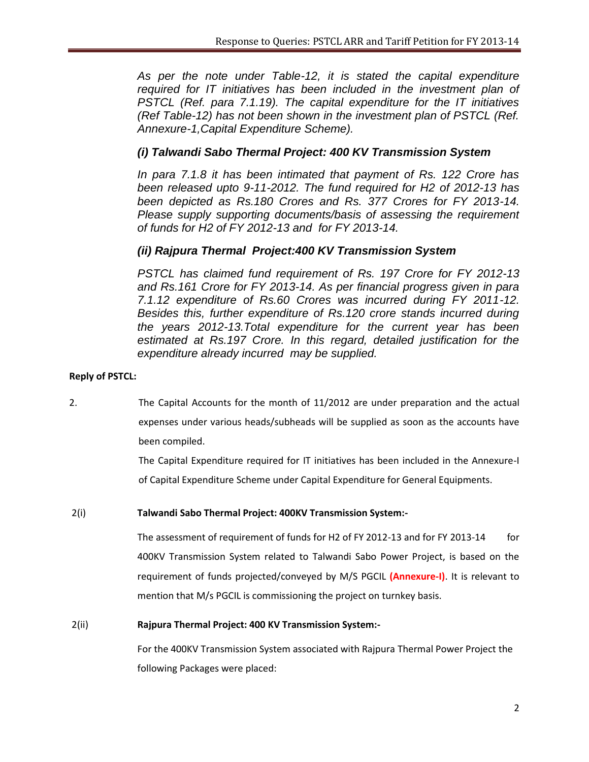*As per the note under Table-12, it is stated the capital expenditure required for IT initiatives has been included in the investment plan of PSTCL (Ref. para 7.1.19). The capital expenditure for the IT initiatives (Ref Table-12) has not been shown in the investment plan of PSTCL (Ref. Annexure-1,Capital Expenditure Scheme).*

### *(i) Talwandi Sabo Thermal Project: 400 KV Transmission System*

*In para 7.1.8 it has been intimated that payment of Rs. 122 Crore has been released upto 9-11-2012. The fund required for H2 of 2012-13 has been depicted as Rs.180 Crores and Rs. 377 Crores for FY 2013-14. Please supply supporting documents/basis of assessing the requirement of funds for H2 of FY 2012-13 and for FY 2013-14.*

### *(ii) Rajpura Thermal Project:400 KV Transmission System*

*PSTCL has claimed fund requirement of Rs. 197 Crore for FY 2012-13 and Rs.161 Crore for FY 2013-14. As per financial progress given in para 7.1.12 expenditure of Rs.60 Crores was incurred during FY 2011-12. Besides this, further expenditure of Rs.120 crore stands incurred during the years 2012-13.Total expenditure for the current year has been estimated at Rs.197 Crore. In this regard, detailed justification for the expenditure already incurred may be supplied.*

**Reply of PSTCL:**

2. The Capital Accounts for the month of 11/2012 are under preparation and the actual expenses under various heads/subheads will be supplied as soon as the accounts have been compiled.

   The Capital Expenditure required for IT initiatives has been included in the Annexure-I of Capital Expenditure Scheme under Capital Expenditure for General Equipments.

2(i) **Talwandi Sabo Thermal Project: 400KV Transmission System:-**

The assessment of requirement of funds for H2 of FY 2012-13 and for FY 2013-14 for 400KV Transmission System related to Talwandi Sabo Power Project, is based on the requirement of funds projected/conveyed by M/S PGCIL **(Annexure-I)**. It is relevant to mention that M/s PGCIL is commissioning the project on turnkey basis.

2(ii) **Rajpura Thermal Project: 400 KV Transmission System:-**

For the 400KV Transmission System associated with Rajpura Thermal Power Project the following Packages were placed: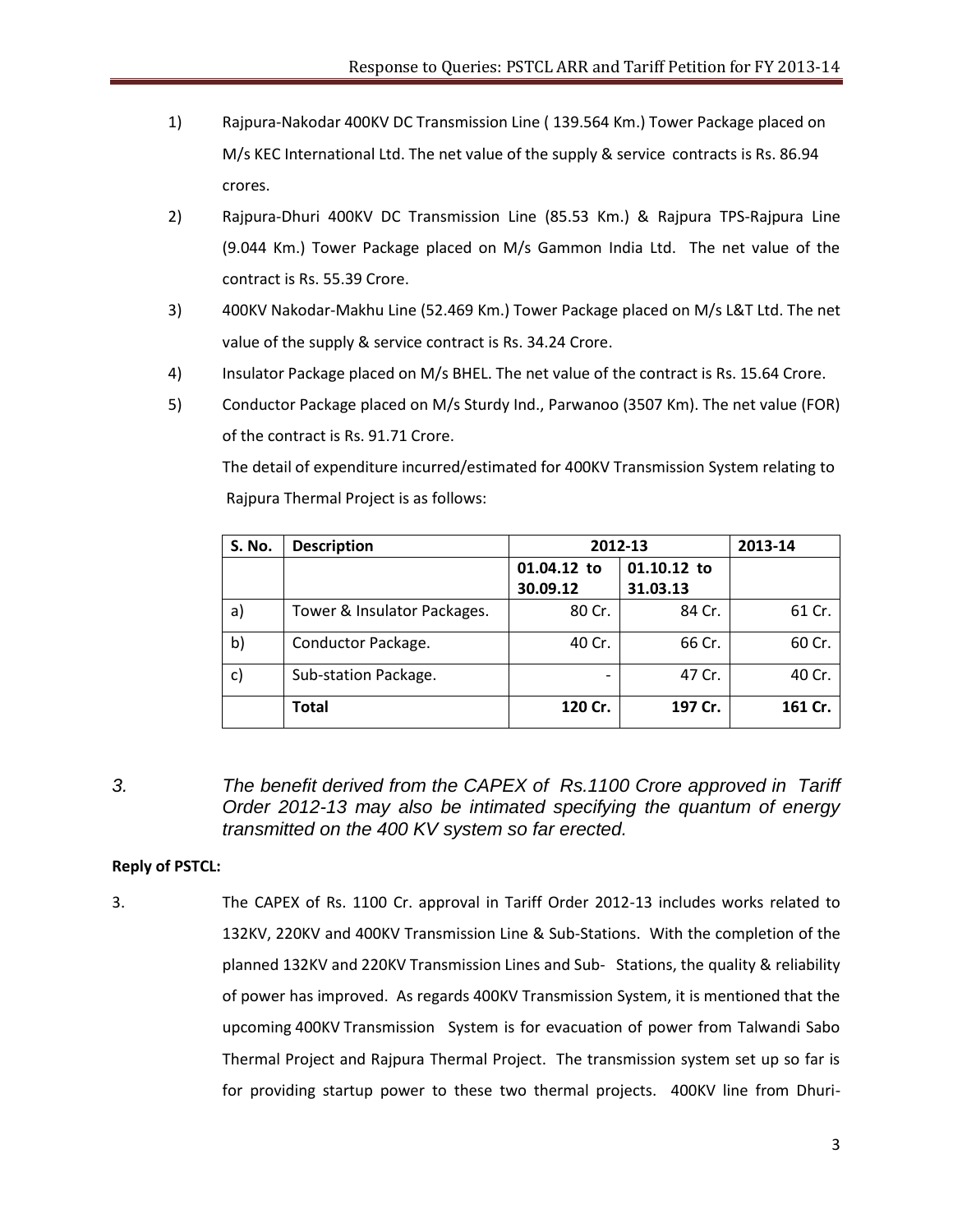1) Rajpura-Nakodar 400KV DC Transmission Line ( 139.564 Km.) Tower Package placed on M/s KEC International Ltd. The net value of the supply & service contracts is Rs. 86.94 crores.

2) Rajpura-Dhuri 400KV DC Transmission Line (85.53 Km.) & Rajpura TPS-Rajpura Line (9.044 Km.) Tower Package placed on M/s Gammon India Ltd. The net value of the contract is Rs. 55.39 Crore.

3) 400KV Nakodar-Makhu Line (52.469 Km.) Tower Package placed on M/s L&T Ltd. The net value of the supply & service contract is Rs. 34.24 Crore.

4) Insulator Package placed on M/s BHEL. The net value of the contract is Rs. 15.64 Crore.

5) Conductor Package placed on M/s Sturdy Ind., Parwanoo (3507 Km). The net value (FOR) of the contract is Rs. 91.71 Crore.

The detail of expenditure incurred/estimated for 400KV Transmission System relating to Rajpura Thermal Project is as follows:

| S. No. | Description | 2012-13 | | 2013-14 |
|---|---|---|---|---|
| | | 01.04.12 to 30.09.12 | 01.10.12 to 31.03.13 | |
| a) | Tower & Insulator Packages. | 80 Cr. | 84 Cr. | 61 Cr. |
| b) | Conductor Package. | 40 Cr. | 66 Cr. | 60 Cr. |
| c) | Sub-station Package. | - | 47 Cr. | 40 Cr. |
| | **Total** | **120 Cr.** | **197 Cr.** | **161 Cr.** |

*3. The benefit derived from the CAPEX of Rs.1100 Crore approved in Tariff Order 2012-13 may also be intimated specifying the quantum of energy transmitted on the 400 KV system so far erected.*

**Reply of PSTCL:**

3. The CAPEX of Rs. 1100 Cr. approval in Tariff Order 2012-13 includes works related to 132KV, 220KV and 400KV Transmission Line & Sub-Stations. With the completion of the planned 132KV and 220KV Transmission Lines and Sub- Stations, the quality & reliability of power has improved. As regards 400KV Transmission System, it is mentioned that the upcoming 400KV Transmission System is for evacuation of power from Talwandi Sabo Thermal Project and Rajpura Thermal Project. The transmission system set up so far is for providing startup power to these two thermal projects. 400KV line from Dhuri-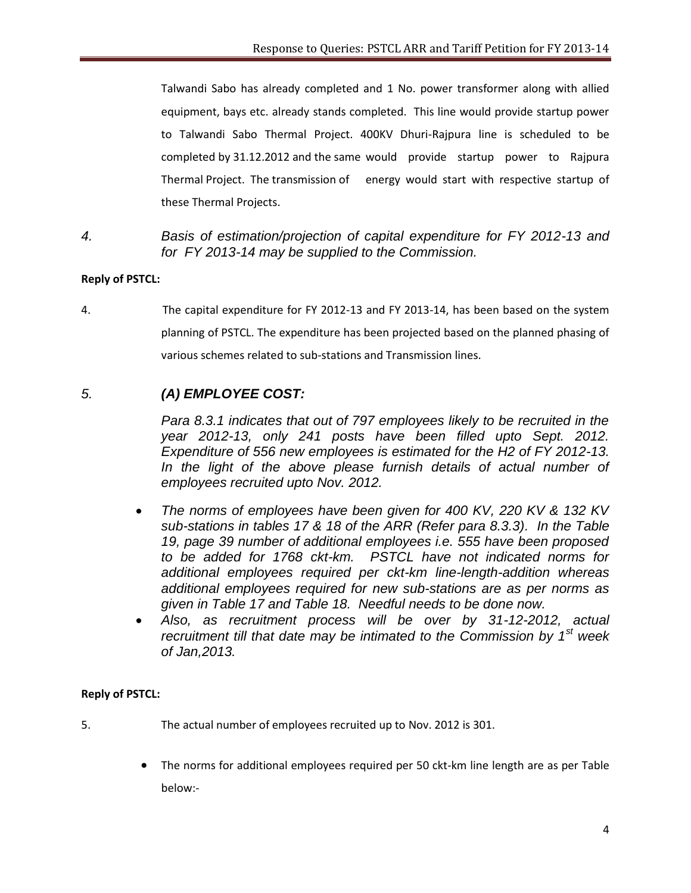Talwandi Sabo has already completed and 1 No. power transformer along with allied equipment, bays etc. already stands completed. This line would provide startup power to Talwandi Sabo Thermal Project. 400KV Dhuri-Rajpura line is scheduled to be completed by 31.12.2012 and the same would provide startup power to Rajpura Thermal Project. The transmission of energy would start with respective startup of these Thermal Projects.

*4. Basis of estimation/projection of capital expenditure for FY 2012-13 and for FY 2013-14 may be supplied to the Commission.*

**Reply of PSTCL:**

4. The capital expenditure for FY 2012-13 and FY 2013-14, has been based on the system planning of PSTCL. The expenditure has been projected based on the planned phasing of various schemes related to sub-stations and Transmission lines.

## *5. (A) EMPLOYEE COST:*

*Para 8.3.1 indicates that out of 797 employees likely to be recruited in the year 2012-13, only 241 posts have been filled upto Sept. 2012. Expenditure of 556 new employees is estimated for the H2 of FY 2012-13. In the light of the above please furnish details of actual number of employees recruited upto Nov. 2012.*

- *The norms of employees have been given for 400 KV, 220 KV & 132 KV sub-stations in tables 17 & 18 of the ARR (Refer para 8.3.3). In the Table 19, page 39 number of additional employees i.e. 555 have been proposed to be added for 1768 ckt-km. PSTCL have not indicated norms for additional employees required per ckt-km line-length-addition whereas additional employees required for new sub-stations are as per norms as given in Table 17 and Table 18. Needful needs to be done now.*
- *Also, as recruitment process will be over by 31-12-2012, actual recruitment till that date may be intimated to the Commission by 1st week of Jan,2013.*

**Reply of PSTCL:**

5. The actual number of employees recruited up to Nov. 2012 is 301.

- The norms for additional employees required per 50 ckt-km line length are as per Table below:-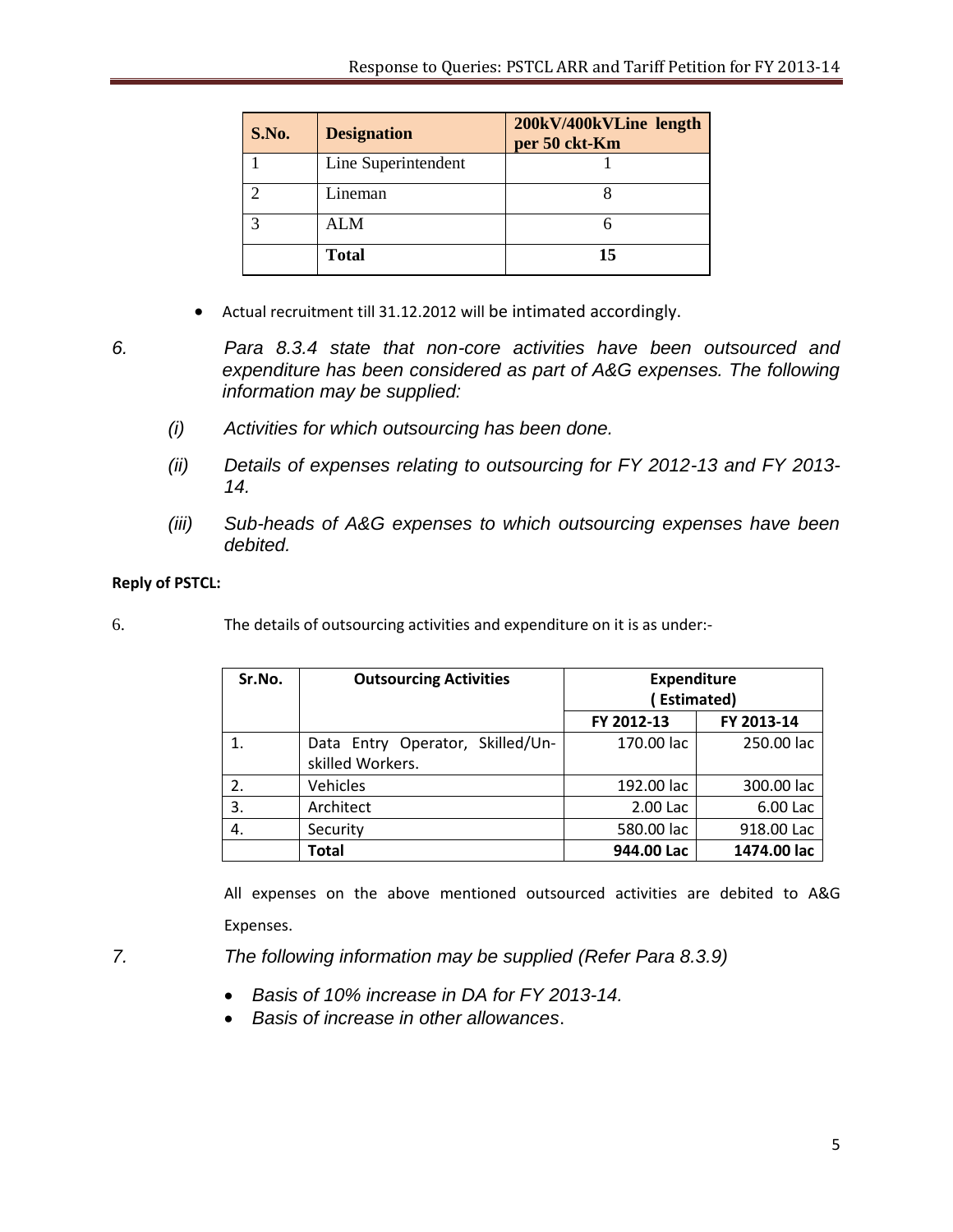| S.No. | Designation | 200kV/400kVLine length per 50 ckt-Km |
|---|---|---|
| 1 | Line Superintendent | 1 |
| 2 | Lineman | 8 |
| 3 | ALM | 6 |
|  | **Total** | **15** |

- Actual recruitment till 31.12.2012 will be intimated accordingly.

6. *Para 8.3.4 state that non-core activities have been outsourced and expenditure has been considered as part of A&G expenses. The following information may be supplied:*

   *(i) Activities for which outsourcing has been done.*

   *(ii) Details of expenses relating to outsourcing for FY 2012-13 and FY 2013-14.*

   *(iii) Sub-heads of A&G expenses to which outsourcing expenses have been debited.*

**Reply of PSTCL:**

6. The details of outsourcing activities and expenditure on it is as under:-

| Sr.No. | Outsourcing Activities | Expenditure ( Estimated) | |
|---|---|---|---|
| | | FY 2012-13 | FY 2013-14 |
| 1. | Data Entry Operator, Skilled/Un-skilled Workers. | 170.00 lac | 250.00 lac |
| 2. | Vehicles | 192.00 lac | 300.00 lac |
| 3. | Architect | 2.00 Lac | 6.00 Lac |
| 4. | Security | 580.00 lac | 918.00 Lac |
| | **Total** | **944.00 Lac** | **1474.00 lac** |

All expenses on the above mentioned outsourced activities are debited to A&G Expenses.

7. *The following information may be supplied (Refer Para 8.3.9)*

- *Basis of 10% increase in DA for FY 2013-14.*
- *Basis of increase in other allowances.*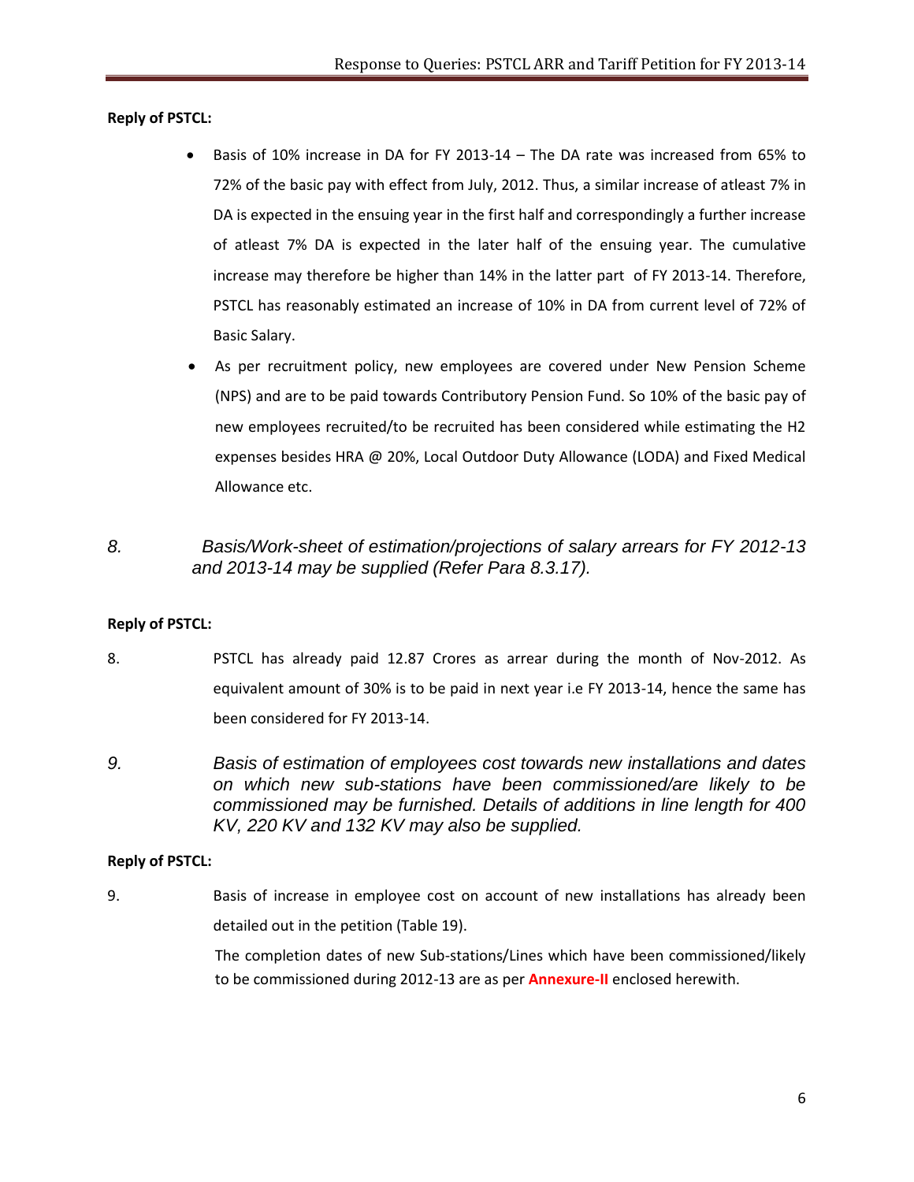**Reply of PSTCL:**

- Basis of 10% increase in DA for FY 2013-14 – The DA rate was increased from 65% to 72% of the basic pay with effect from July, 2012. Thus, a similar increase of atleast 7% in DA is expected in the ensuing year in the first half and correspondingly a further increase of atleast 7% DA is expected in the later half of the ensuing year. The cumulative increase may therefore be higher than 14% in the latter part of FY 2013-14. Therefore, PSTCL has reasonably estimated an increase of 10% in DA from current level of 72% of Basic Salary.
- As per recruitment policy, new employees are covered under New Pension Scheme (NPS) and are to be paid towards Contributory Pension Fund. So 10% of the basic pay of new employees recruited/to be recruited has been considered while estimating the H2 expenses besides HRA @ 20%, Local Outdoor Duty Allowance (LODA) and Fixed Medical Allowance etc.

*8. Basis/Work-sheet of estimation/projections of salary arrears for FY 2012-13 and 2013-14 may be supplied (Refer Para 8.3.17).*

**Reply of PSTCL:**

8. PSTCL has already paid 12.87 Crores as arrear during the month of Nov-2012. As equivalent amount of 30% is to be paid in next year i.e FY 2013-14, hence the same has been considered for FY 2013-14.

*9. Basis of estimation of employees cost towards new installations and dates on which new sub-stations have been commissioned/are likely to be commissioned may be furnished. Details of additions in line length for 400 KV, 220 KV and 132 KV may also be supplied.*

**Reply of PSTCL:**

9. Basis of increase in employee cost on account of new installations has already been detailed out in the petition (Table 19).

   The completion dates of new Sub-stations/Lines which have been commissioned/likely to be commissioned during 2012-13 are as per **Annexure-II** enclosed herewith.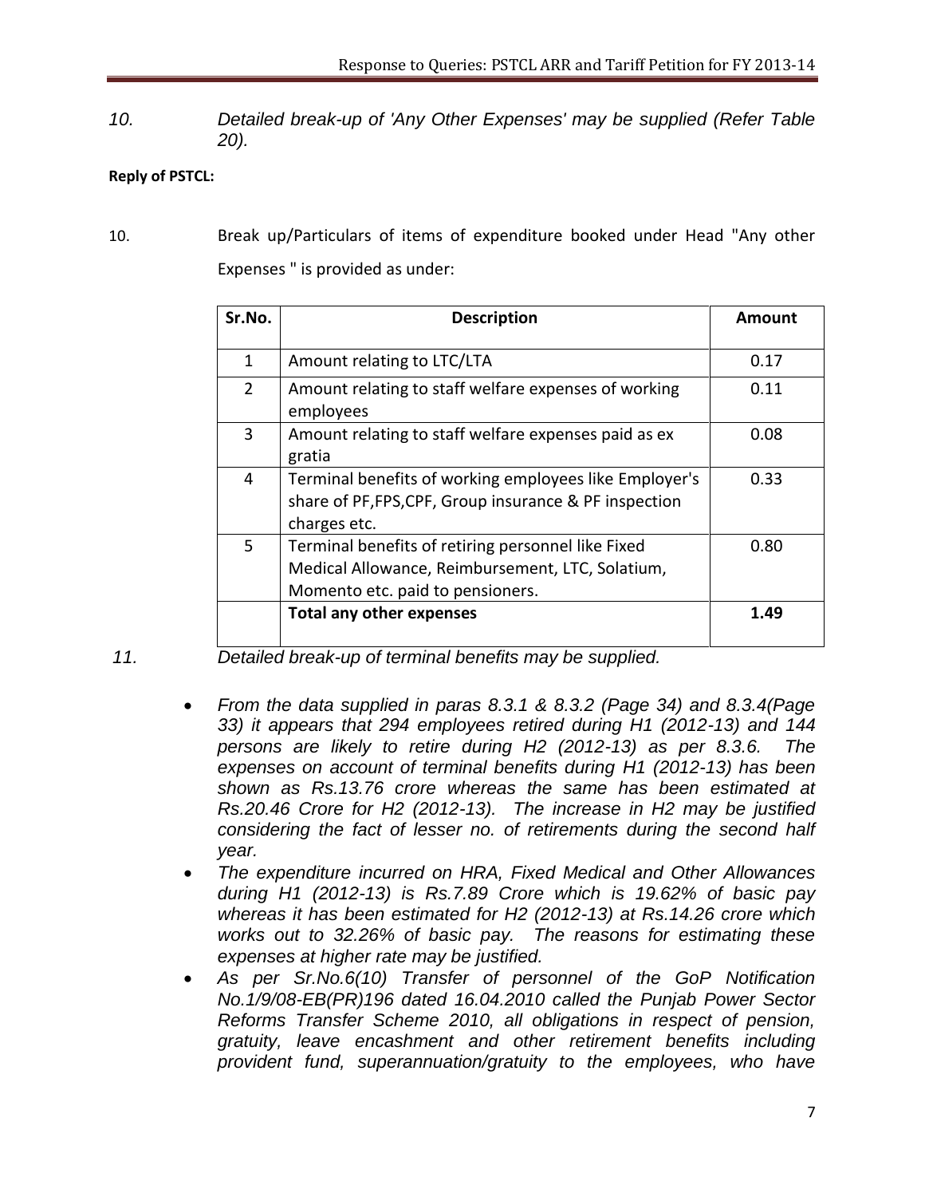*10. Detailed break-up of 'Any Other Expenses' may be supplied (Refer Table 20).*

**Reply of PSTCL:**

10. Break up/Particulars of items of expenditure booked under Head "Any other Expenses " is provided as under:

| Sr.No. | Description | Amount |
|---|---|---|
| 1 | Amount relating to LTC/LTA | 0.17 |
| 2 | Amount relating to staff welfare expenses of working employees | 0.11 |
| 3 | Amount relating to staff welfare expenses paid as ex gratia | 0.08 |
| 4 | Terminal benefits of working employees like Employer's share of PF,FPS,CPF, Group insurance & PF inspection charges etc. | 0.33 |
| 5 | Terminal benefits of retiring personnel like Fixed Medical Allowance, Reimbursement, LTC, Solatium, Momento etc. paid to pensioners. | 0.80 |
| | **Total any other expenses** | **1.49** |

*11. Detailed break-up of terminal benefits may be supplied.*

- *From the data supplied in paras 8.3.1 & 8.3.2 (Page 34) and 8.3.4(Page 33) it appears that 294 employees retired during H1 (2012-13) and 144 persons are likely to retire during H2 (2012-13) as per 8.3.6. The expenses on account of terminal benefits during H1 (2012-13) has been shown as Rs.13.76 crore whereas the same has been estimated at Rs.20.46 Crore for H2 (2012-13). The increase in H2 may be justified considering the fact of lesser no. of retirements during the second half year.*
- *The expenditure incurred on HRA, Fixed Medical and Other Allowances during H1 (2012-13) is Rs.7.89 Crore which is 19.62% of basic pay whereas it has been estimated for H2 (2012-13) at Rs.14.26 crore which works out to 32.26% of basic pay. The reasons for estimating these expenses at higher rate may be justified.*
- *As per Sr.No.6(10) Transfer of personnel of the GoP Notification No.1/9/08-EB(PR)196 dated 16.04.2010 called the Punjab Power Sector Reforms Transfer Scheme 2010, all obligations in respect of pension, gratuity, leave encashment and other retirement benefits including provident fund, superannuation/gratuity to the employees, who have*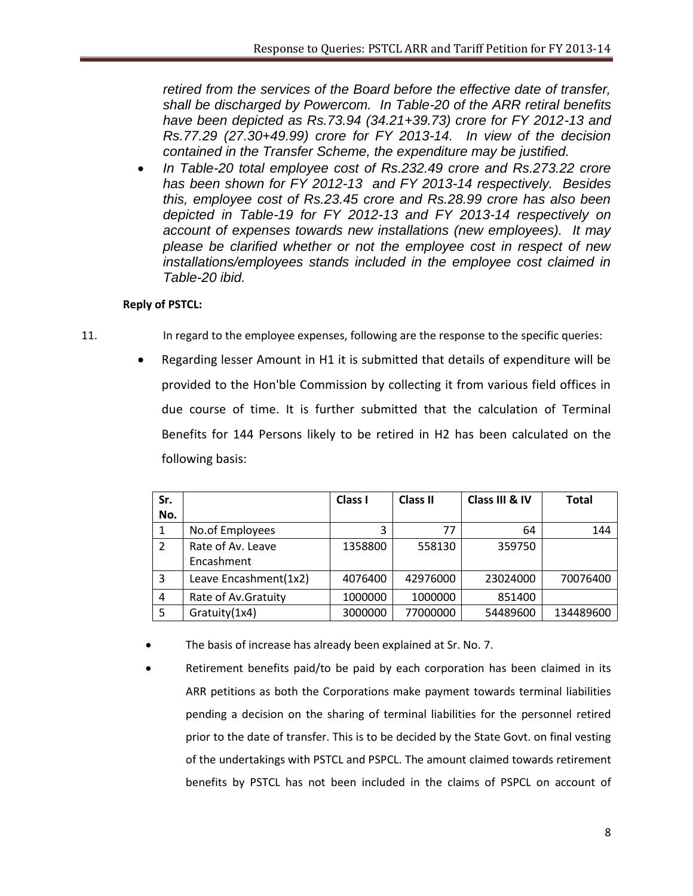*retired from the services of the Board before the effective date of transfer, shall be discharged by Powercom. In Table-20 of the ARR retiral benefits have been depicted as Rs.73.94 (34.21+39.73) crore for FY 2012-13 and Rs.77.29 (27.30+49.99) crore for FY 2013-14. In view of the decision contained in the Transfer Scheme, the expenditure may be justified.*

- *In Table-20 total employee cost of Rs.232.49 crore and Rs.273.22 crore has been shown for FY 2012-13 and FY 2013-14 respectively. Besides this, employee cost of Rs.23.45 crore and Rs.28.99 crore has also been depicted in Table-19 for FY 2012-13 and FY 2013-14 respectively on account of expenses towards new installations (new employees). It may please be clarified whether or not the employee cost in respect of new installations/employees stands included in the employee cost claimed in Table-20 ibid.*

**Reply of PSTCL:**

11. In regard to the employee expenses, following are the response to the specific queries:

- Regarding lesser Amount in H1 it is submitted that details of expenditure will be provided to the Hon'ble Commission by collecting it from various field offices in due course of time. It is further submitted that the calculation of Terminal Benefits for 144 Persons likely to be retired in H2 has been calculated on the following basis:

| Sr. No. | | Class I | Class II | Class III & IV | Total |
|---|---|---|---|---|---|
| 1 | No.of Employees | 3 | 77 | 64 | 144 |
| 2 | Rate of Av. Leave Encashment | 1358800 | 558130 | 359750 | |
| 3 | Leave Encashment(1x2) | 4076400 | 42976000 | 23024000 | 70076400 |
| 4 | Rate of Av.Gratuity | 1000000 | 1000000 | 851400 | |
| 5 | Gratuity(1x4) | 3000000 | 77000000 | 54489600 | 134489600 |

- The basis of increase has already been explained at Sr. No. 7.
- Retirement benefits paid/to be paid by each corporation has been claimed in its ARR petitions as both the Corporations make payment towards terminal liabilities pending a decision on the sharing of terminal liabilities for the personnel retired prior to the date of transfer. This is to be decided by the State Govt. on final vesting of the undertakings with PSTCL and PSPCL. The amount claimed towards retirement benefits by PSTCL has not been included in the claims of PSPCL on account of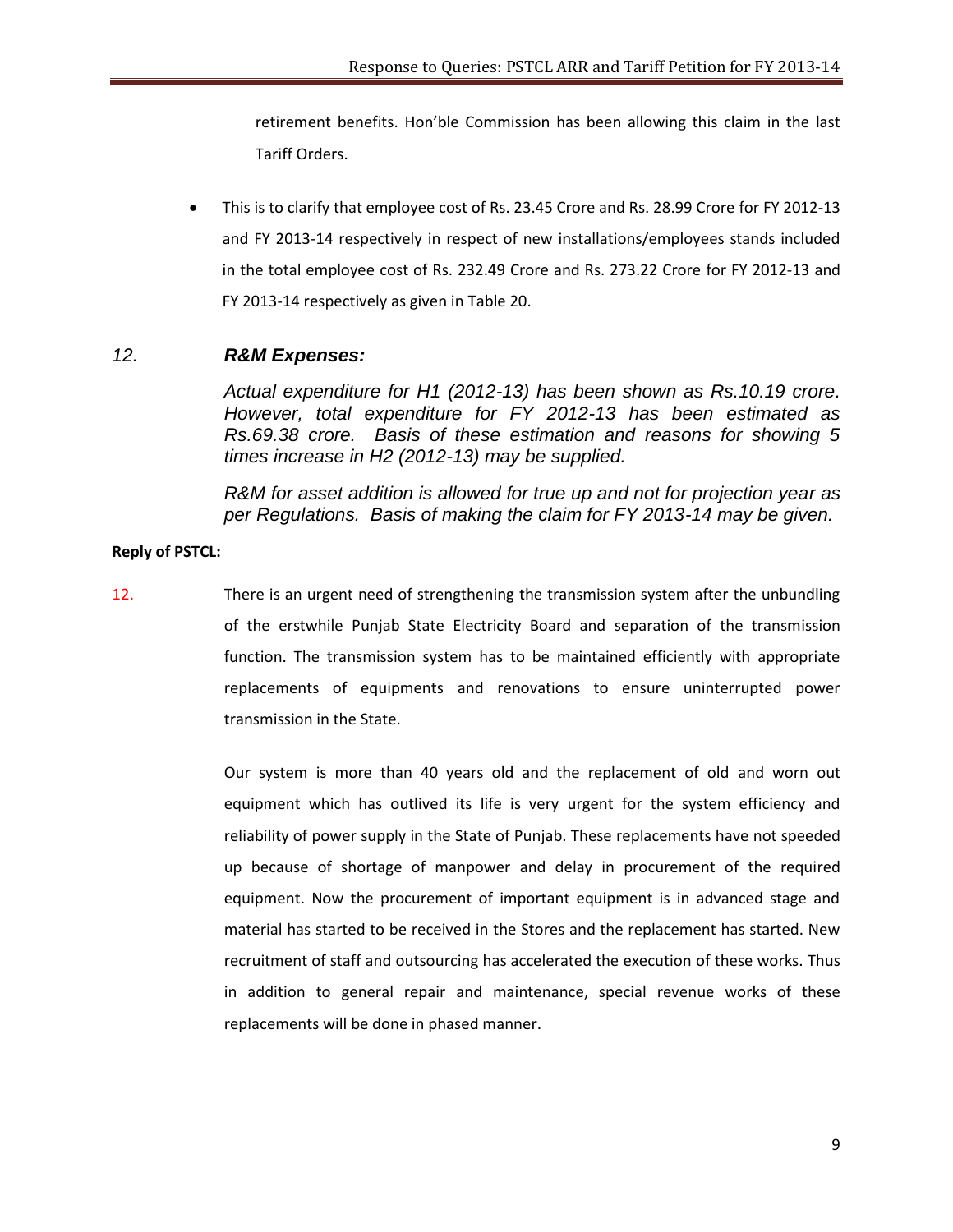retirement benefits. Hon'ble Commission has been allowing this claim in the last Tariff Orders.

- This is to clarify that employee cost of Rs. 23.45 Crore and Rs. 28.99 Crore for FY 2012-13 and FY 2013-14 respectively in respect of new installations/employees stands included in the total employee cost of Rs. 232.49 Crore and Rs. 273.22 Crore for FY 2012-13 and FY 2013-14 respectively as given in Table 20.

### *12. R&M Expenses:*

*Actual expenditure for H1 (2012-13) has been shown as Rs.10.19 crore. However, total expenditure for FY 2012-13 has been estimated as Rs.69.38 crore. Basis of these estimation and reasons for showing 5 times increase in H2 (2012-13) may be supplied.*

*R&M for asset addition is allowed for true up and not for projection year as per Regulations. Basis of making the claim for FY 2013-14 may be given.*

**Reply of PSTCL:**

12. There is an urgent need of strengthening the transmission system after the unbundling of the erstwhile Punjab State Electricity Board and separation of the transmission function. The transmission system has to be maintained efficiently with appropriate replacements of equipments and renovations to ensure uninterrupted power transmission in the State.

Our system is more than 40 years old and the replacement of old and worn out equipment which has outlived its life is very urgent for the system efficiency and reliability of power supply in the State of Punjab. These replacements have not speeded up because of shortage of manpower and delay in procurement of the required equipment. Now the procurement of important equipment is in advanced stage and material has started to be received in the Stores and the replacement has started. New recruitment of staff and outsourcing has accelerated the execution of these works. Thus in addition to general repair and maintenance, special revenue works of these replacements will be done in phased manner.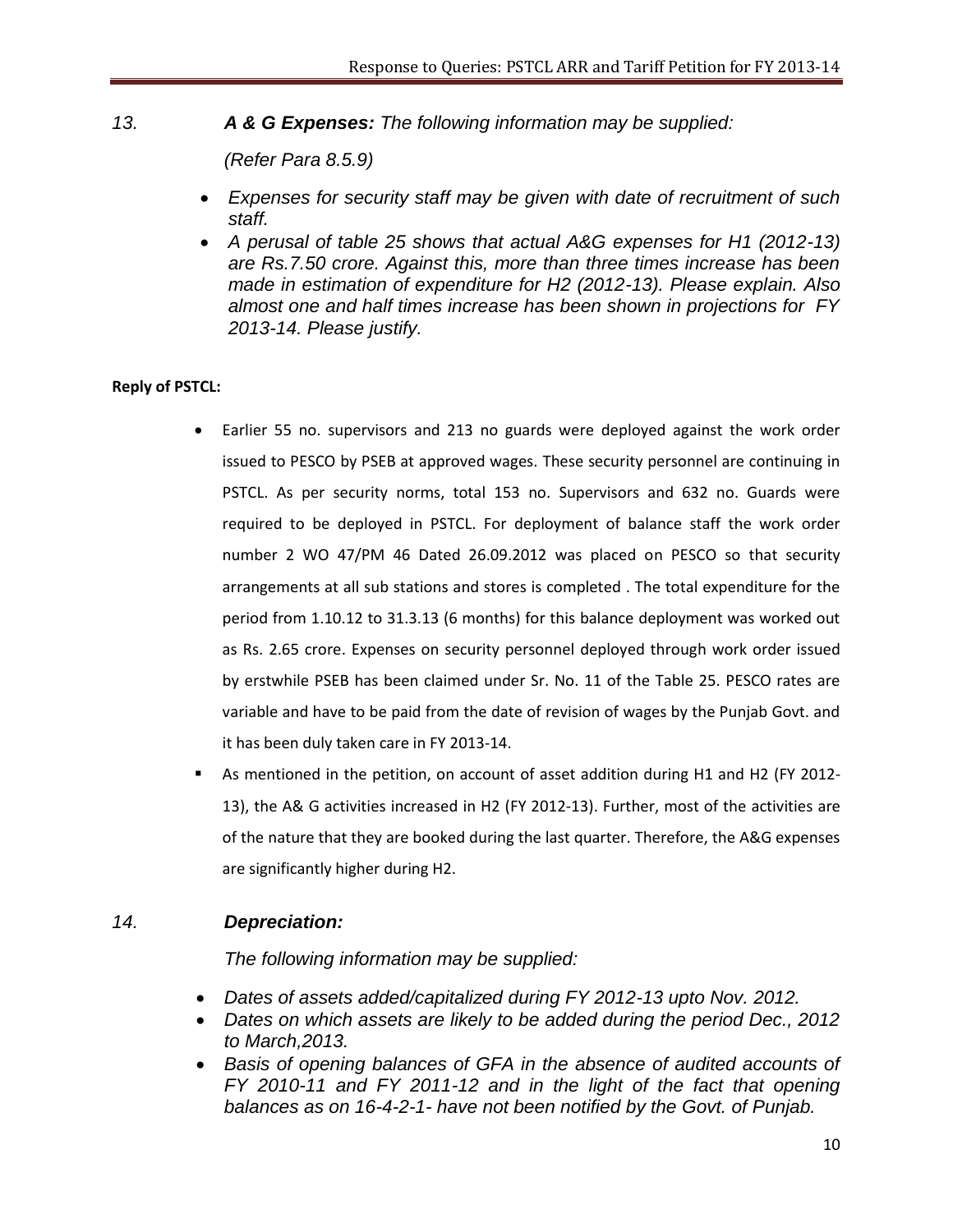*13. **A & G Expenses:** The following information may be supplied:*

*(Refer Para 8.5.9)*

- *Expenses for security staff may be given with date of recruitment of such staff.*
- *A perusal of table 25 shows that actual A&G expenses for H1 (2012-13) are Rs.7.50 crore. Against this, more than three times increase has been made in estimation of expenditure for H2 (2012-13). Please explain. Also almost one and half times increase has been shown in projections for FY 2013-14. Please justify.*

**Reply of PSTCL:**

- Earlier 55 no. supervisors and 213 no guards were deployed against the work order issued to PESCO by PSEB at approved wages. These security personnel are continuing in PSTCL. As per security norms, total 153 no. Supervisors and 632 no. Guards were required to be deployed in PSTCL. For deployment of balance staff the work order number 2 WO 47/PM 46 Dated 26.09.2012 was placed on PESCO so that security arrangements at all sub stations and stores is completed . The total expenditure for the period from 1.10.12 to 31.3.13 (6 months) for this balance deployment was worked out as Rs. 2.65 crore. Expenses on security personnel deployed through work order issued by erstwhile PSEB has been claimed under Sr. No. 11 of the Table 25. PESCO rates are variable and have to be paid from the date of revision of wages by the Punjab Govt. and it has been duly taken care in FY 2013-14.
- As mentioned in the petition, on account of asset addition during H1 and H2 (FY 2012-13), the A& G activities increased in H2 (FY 2012-13). Further, most of the activities are of the nature that they are booked during the last quarter. Therefore, the A&G expenses are significantly higher during H2.

*14. **Depreciation:***

*The following information may be supplied:*

- *Dates of assets added/capitalized during FY 2012-13 upto Nov. 2012.*
- *Dates on which assets are likely to be added during the period Dec., 2012 to March,2013.*
- *Basis of opening balances of GFA in the absence of audited accounts of FY 2010-11 and FY 2011-12 and in the light of the fact that opening balances as on 16-4-2-1- have not been notified by the Govt. of Punjab.*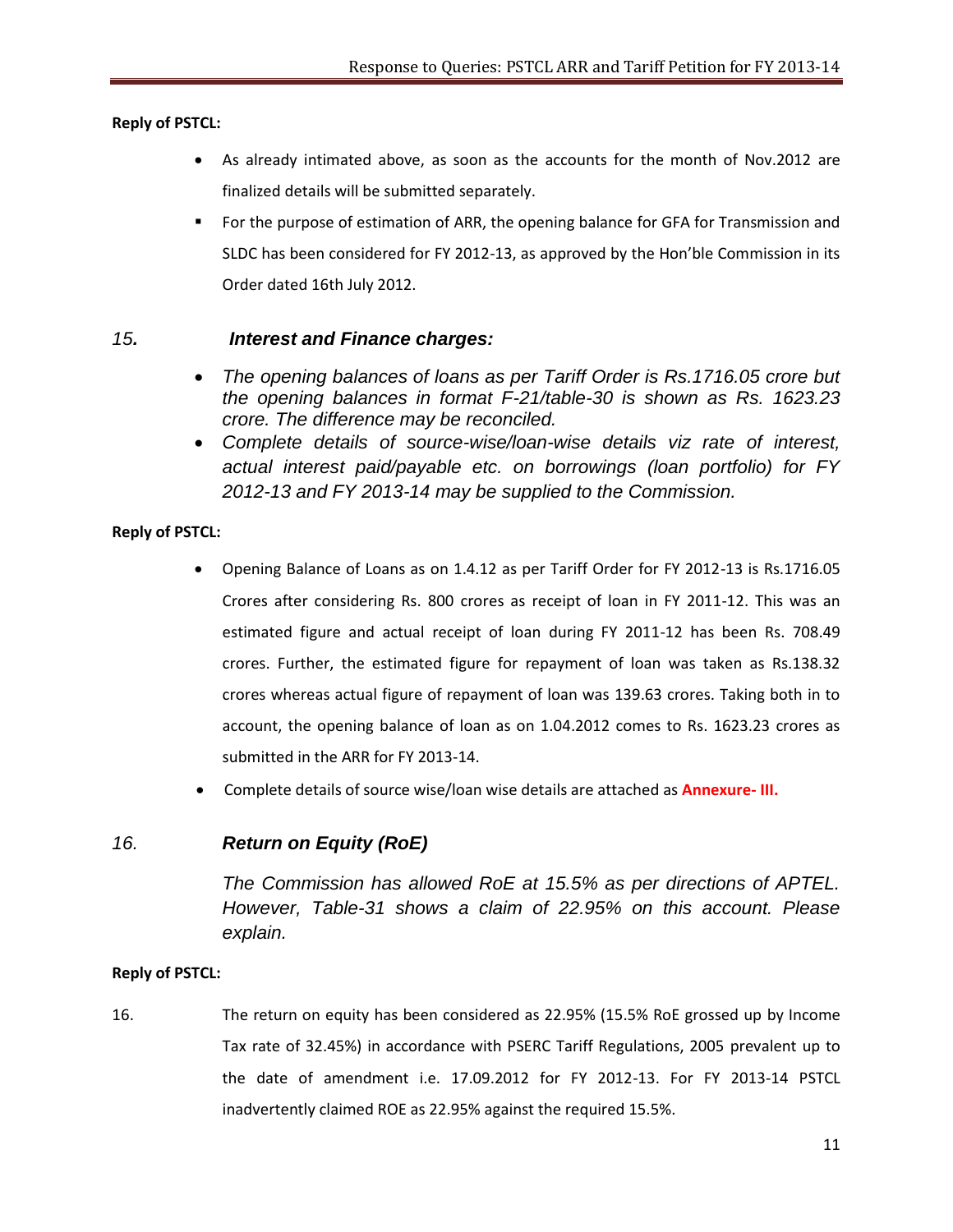**Reply of PSTCL:**

- As already intimated above, as soon as the accounts for the month of Nov.2012 are finalized details will be submitted separately.
- For the purpose of estimation of ARR, the opening balance for GFA for Transmission and SLDC has been considered for FY 2012-13, as approved by the Hon'ble Commission in its Order dated 16th July 2012.

## *15. Interest and Finance charges:*

- *The opening balances of loans as per Tariff Order is Rs.1716.05 crore but the opening balances in format F-21/table-30 is shown as Rs. 1623.23 crore. The difference may be reconciled.*
- *Complete details of source-wise/loan-wise details viz rate of interest, actual interest paid/payable etc. on borrowings (loan portfolio) for FY 2012-13 and FY 2013-14 may be supplied to the Commission.*

**Reply of PSTCL:**

- Opening Balance of Loans as on 1.4.12 as per Tariff Order for FY 2012-13 is Rs.1716.05 Crores after considering Rs. 800 crores as receipt of loan in FY 2011-12. This was an estimated figure and actual receipt of loan during FY 2011-12 has been Rs. 708.49 crores. Further, the estimated figure for repayment of loan was taken as Rs.138.32 crores whereas actual figure of repayment of loan was 139.63 crores. Taking both in to account, the opening balance of loan as on 1.04.2012 comes to Rs. 1623.23 crores as submitted in the ARR for FY 2013-14.
- Complete details of source wise/loan wise details are attached as **Annexure- III.**

## *16. Return on Equity (RoE)*

*The Commission has allowed RoE at 15.5% as per directions of APTEL. However, Table-31 shows a claim of 22.95% on this account. Please explain.*

**Reply of PSTCL:**

16. The return on equity has been considered as 22.95% (15.5% RoE grossed up by Income Tax rate of 32.45%) in accordance with PSERC Tariff Regulations, 2005 prevalent up to the date of amendment i.e. 17.09.2012 for FY 2012-13. For FY 2013-14 PSTCL inadvertently claimed ROE as 22.95% against the required 15.5%.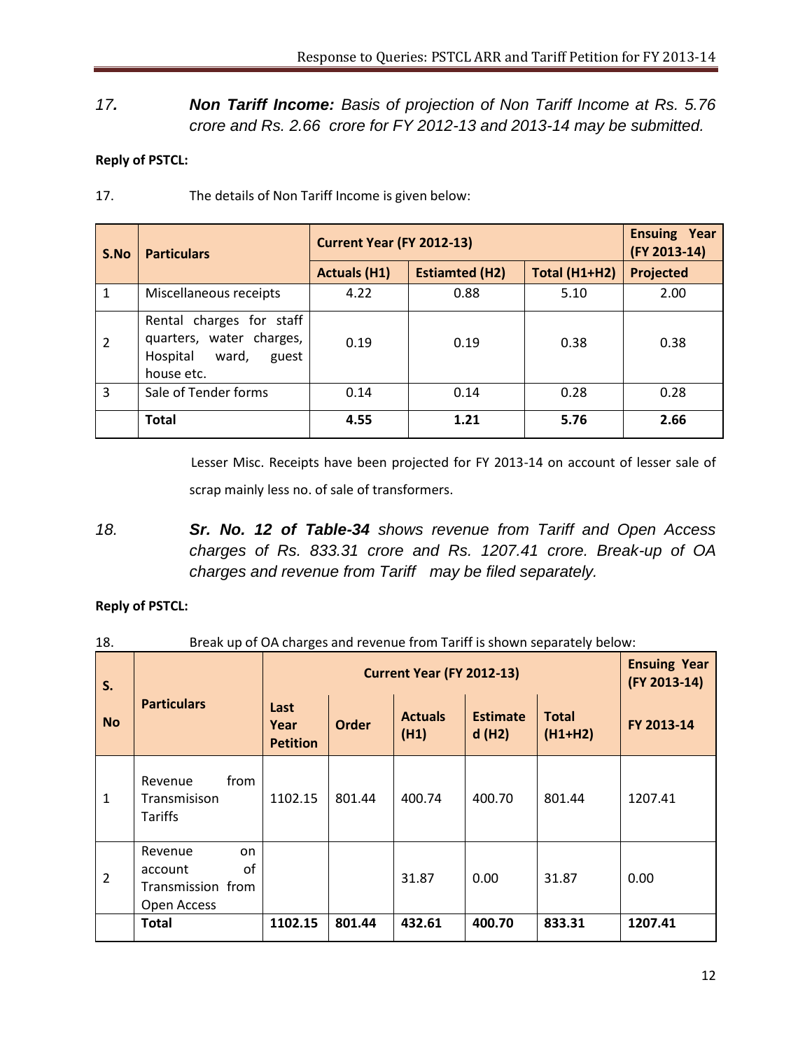*17.* ***Non Tariff Income:*** *Basis of projection of Non Tariff Income at Rs. 5.76 crore and Rs. 2.66 crore for FY 2012-13 and 2013-14 may be submitted.*

**Reply of PSTCL:**

17. The details of Non Tariff Income is given below:

| S.No | Particulars | Current Year (FY 2012-13) | | | Ensuing Year (FY 2013-14) |
|---|---|---|---|---|---|
| | | Actuals (H1) | Estiamted (H2) | Total (H1+H2) | Projected |
| 1 | Miscellaneous receipts | 4.22 | 0.88 | 5.10 | 2.00 |
| 2 | Rental charges for staff quarters, water charges, Hospital ward, guest house etc. | 0.19 | 0.19 | 0.38 | 0.38 |
| 3 | Sale of Tender forms | 0.14 | 0.14 | 0.28 | 0.28 |
| | **Total** | **4.55** | **1.21** | **5.76** | **2.66** |

Lesser Misc. Receipts have been projected for FY 2013-14 on account of lesser sale of scrap mainly less no. of sale of transformers.

*18.* ***Sr. No. 12 of Table-34*** *shows revenue from Tariff and Open Access charges of Rs. 833.31 crore and Rs. 1207.41 crore. Break-up of OA charges and revenue from Tariff may be filed separately.*

**Reply of PSTCL:**

18. Break up of OA charges and revenue from Tariff is shown separately below:

| S. No | Particulars | Current Year (FY 2012-13) | | | | | Ensuing Year (FY 2013-14) |
|---|---|---|---|---|---|---|---|
| | | Last Year Petition | Order | Actuals (H1) | Estimated (H2) | Total (H1+H2) | FY 2013-14 |
| 1 | Revenue from Transmisison Tariffs | 1102.15 | 801.44 | 400.74 | 400.70 | 801.44 | 1207.41 |
| 2 | Revenue on account of Transmission from Open Access | | | 31.87 | 0.00 | 31.87 | 0.00 |
| | **Total** | **1102.15** | **801.44** | **432.61** | **400.70** | **833.31** | **1207.41** |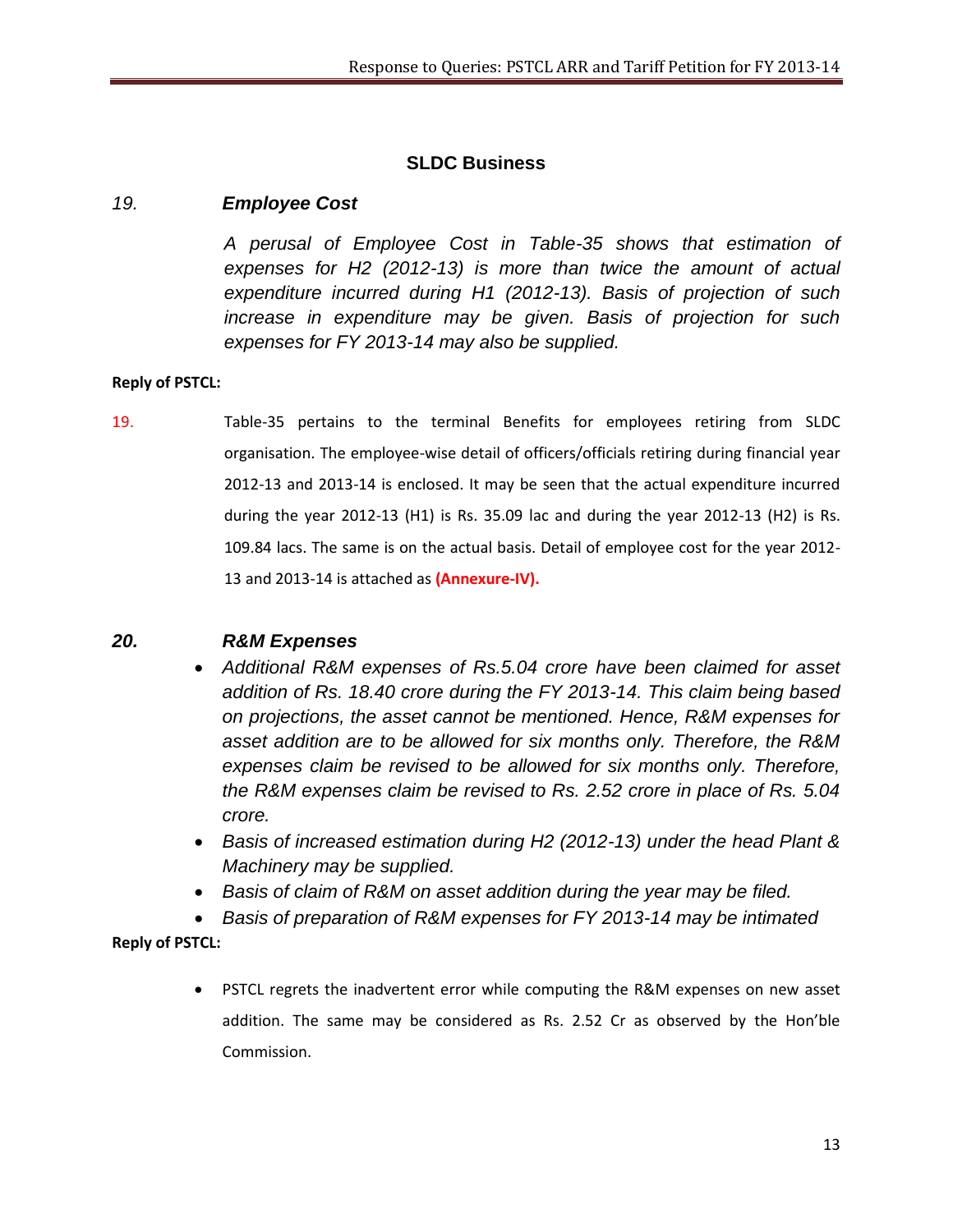## SLDC Business

### *19. Employee Cost*

*A perusal of Employee Cost in Table-35 shows that estimation of expenses for H2 (2012-13) is more than twice the amount of actual expenditure incurred during H1 (2012-13). Basis of projection of such increase in expenditure may be given. Basis of projection for such expenses for FY 2013-14 may also be supplied.*

**Reply of PSTCL:**

19. Table-35 pertains to the terminal Benefits for employees retiring from SLDC organisation. The employee-wise detail of officers/officials retiring during financial year 2012-13 and 2013-14 is enclosed. It may be seen that the actual expenditure incurred during the year 2012-13 (H1) is Rs. 35.09 lac and during the year 2012-13 (H2) is Rs. 109.84 lacs. The same is on the actual basis. Detail of employee cost for the year 2012-13 and 2013-14 is attached as **(Annexure-IV).**

### *20. R&M Expenses*

- *Additional R&M expenses of Rs.5.04 crore have been claimed for asset addition of Rs. 18.40 crore during the FY 2013-14. This claim being based on projections, the asset cannot be mentioned. Hence, R&M expenses for asset addition are to be allowed for six months only. Therefore, the R&M expenses claim be revised to be allowed for six months only. Therefore, the R&M expenses claim be revised to Rs. 2.52 crore in place of Rs. 5.04 crore.*
- *Basis of increased estimation during H2 (2012-13) under the head Plant & Machinery may be supplied.*
- *Basis of claim of R&M on asset addition during the year may be filed.*
- *Basis of preparation of R&M expenses for FY 2013-14 may be intimated*

**Reply of PSTCL:**

- PSTCL regrets the inadvertent error while computing the R&M expenses on new asset addition. The same may be considered as Rs. 2.52 Cr as observed by the Hon'ble Commission.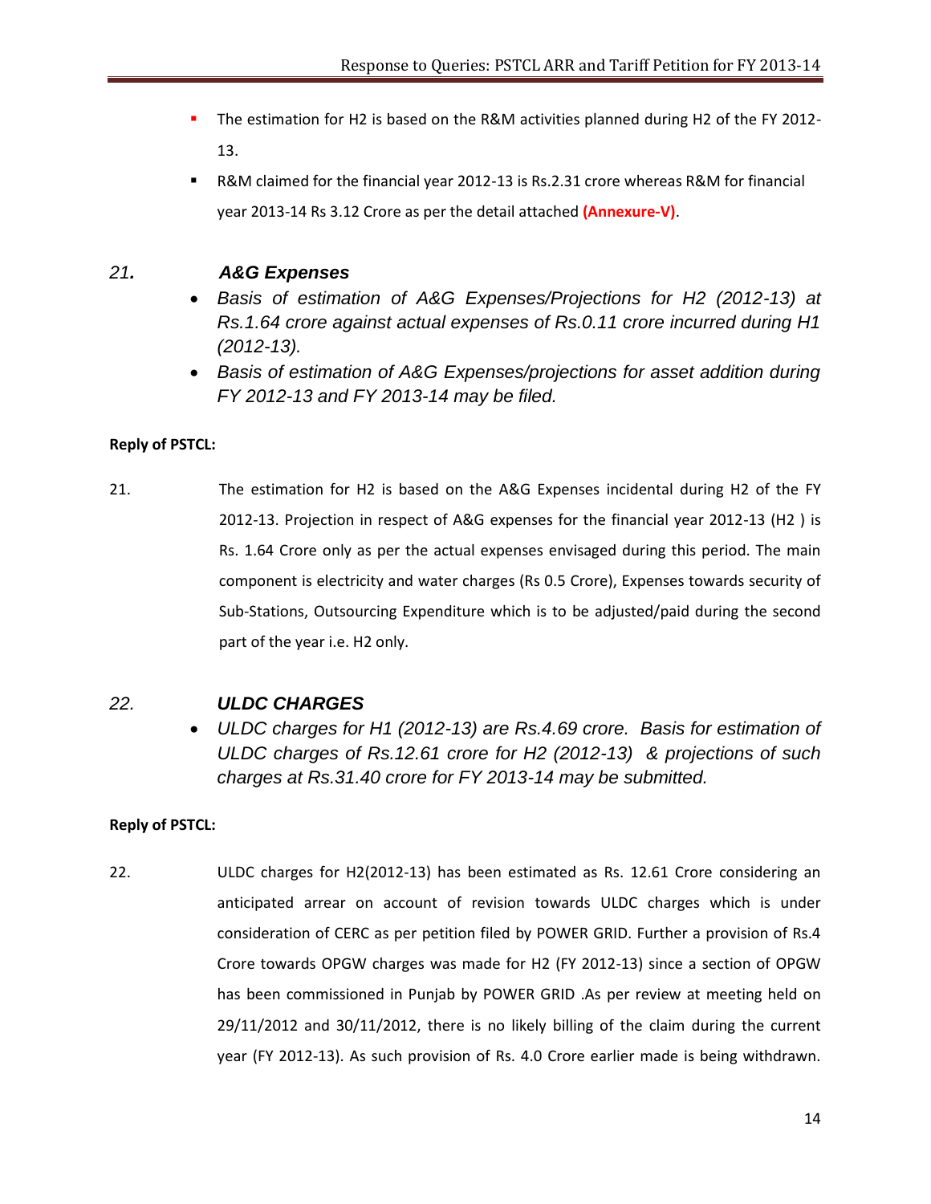- The estimation for H2 is based on the R&M activities planned during H2 of the FY 2012-13.
- R&M claimed for the financial year 2012-13 is Rs.2.31 crore whereas R&M for financial year 2013-14 Rs 3.12 Crore as per the detail attached **(Annexure-V)**.

### *21. A&G Expenses*

- *Basis of estimation of A&G Expenses/Projections for H2 (2012-13) at Rs.1.64 crore against actual expenses of Rs.0.11 crore incurred during H1 (2012-13).*
- *Basis of estimation of A&G Expenses/projections for asset addition during FY 2012-13 and FY 2013-14 may be filed.*

**Reply of PSTCL:**

21. The estimation for H2 is based on the A&G Expenses incidental during H2 of the FY 2012-13. Projection in respect of A&G expenses for the financial year 2012-13 (H2 ) is Rs. 1.64 Crore only as per the actual expenses envisaged during this period. The main component is electricity and water charges (Rs 0.5 Crore), Expenses towards security of Sub-Stations, Outsourcing Expenditure which is to be adjusted/paid during the second part of the year i.e. H2 only.

### *22. ULDC CHARGES*

- *ULDC charges for H1 (2012-13) are Rs.4.69 crore. Basis for estimation of ULDC charges of Rs.12.61 crore for H2 (2012-13) & projections of such charges at Rs.31.40 crore for FY 2013-14 may be submitted.*

**Reply of PSTCL:**

22. ULDC charges for H2(2012-13) has been estimated as Rs. 12.61 Crore considering an anticipated arrear on account of revision towards ULDC charges which is under consideration of CERC as per petition filed by POWER GRID. Further a provision of Rs.4 Crore towards OPGW charges was made for H2 (FY 2012-13) since a section of OPGW has been commissioned in Punjab by POWER GRID .As per review at meeting held on 29/11/2012 and 30/11/2012, there is no likely billing of the claim during the current year (FY 2012-13). As such provision of Rs. 4.0 Crore earlier made is being withdrawn.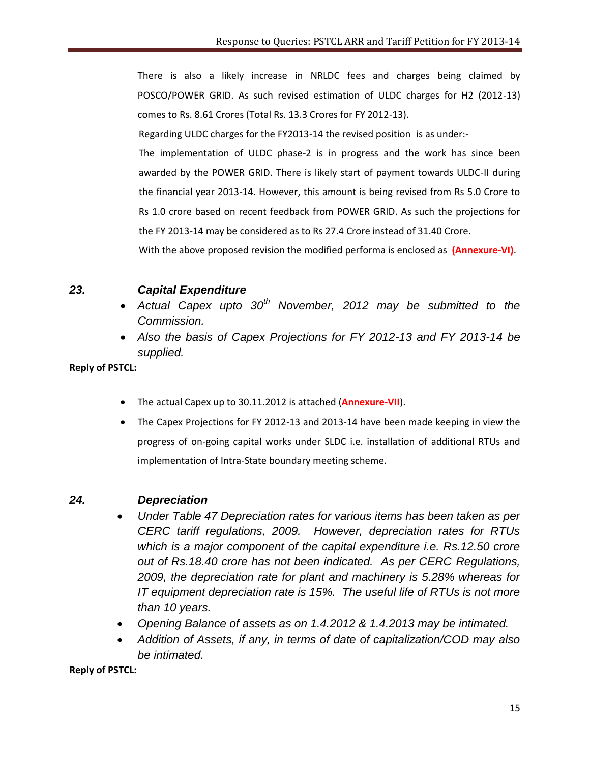There is also a likely increase in NRLDC fees and charges being claimed by POSCO/POWER GRID. As such revised estimation of ULDC charges for H2 (2012-13) comes to Rs. 8.61 Crores (Total Rs. 13.3 Crores for FY 2012-13).

Regarding ULDC charges for the FY2013-14 the revised position is as under:-

The implementation of ULDC phase-2 is in progress and the work has since been awarded by the POWER GRID. There is likely start of payment towards ULDC-II during the financial year 2013-14. However, this amount is being revised from Rs 5.0 Crore to Rs 1.0 crore based on recent feedback from POWER GRID. As such the projections for the FY 2013-14 may be considered as to Rs 27.4 Crore instead of 31.40 Crore.

With the above proposed revision the modified performa is enclosed as **(Annexure-VI)**.

## *23. Capital Expenditure*

- *Actual Capex upto 30th November, 2012 may be submitted to the Commission.*
- *Also the basis of Capex Projections for FY 2012-13 and FY 2013-14 be supplied.*

**Reply of PSTCL:**

- The actual Capex up to 30.11.2012 is attached (**Annexure-VII**).
- The Capex Projections for FY 2012-13 and 2013-14 have been made keeping in view the progress of on-going capital works under SLDC i.e. installation of additional RTUs and implementation of Intra-State boundary meeting scheme.

## *24. Depreciation*

- *Under Table 47 Depreciation rates for various items has been taken as per CERC tariff regulations, 2009. However, depreciation rates for RTUs which is a major component of the capital expenditure i.e. Rs.12.50 crore out of Rs.18.40 crore has not been indicated. As per CERC Regulations, 2009, the depreciation rate for plant and machinery is 5.28% whereas for IT equipment depreciation rate is 15%. The useful life of RTUs is not more than 10 years.*
- *Opening Balance of assets as on 1.4.2012 & 1.4.2013 may be intimated.*
- *Addition of Assets, if any, in terms of date of capitalization/COD may also be intimated.*

**Reply of PSTCL:**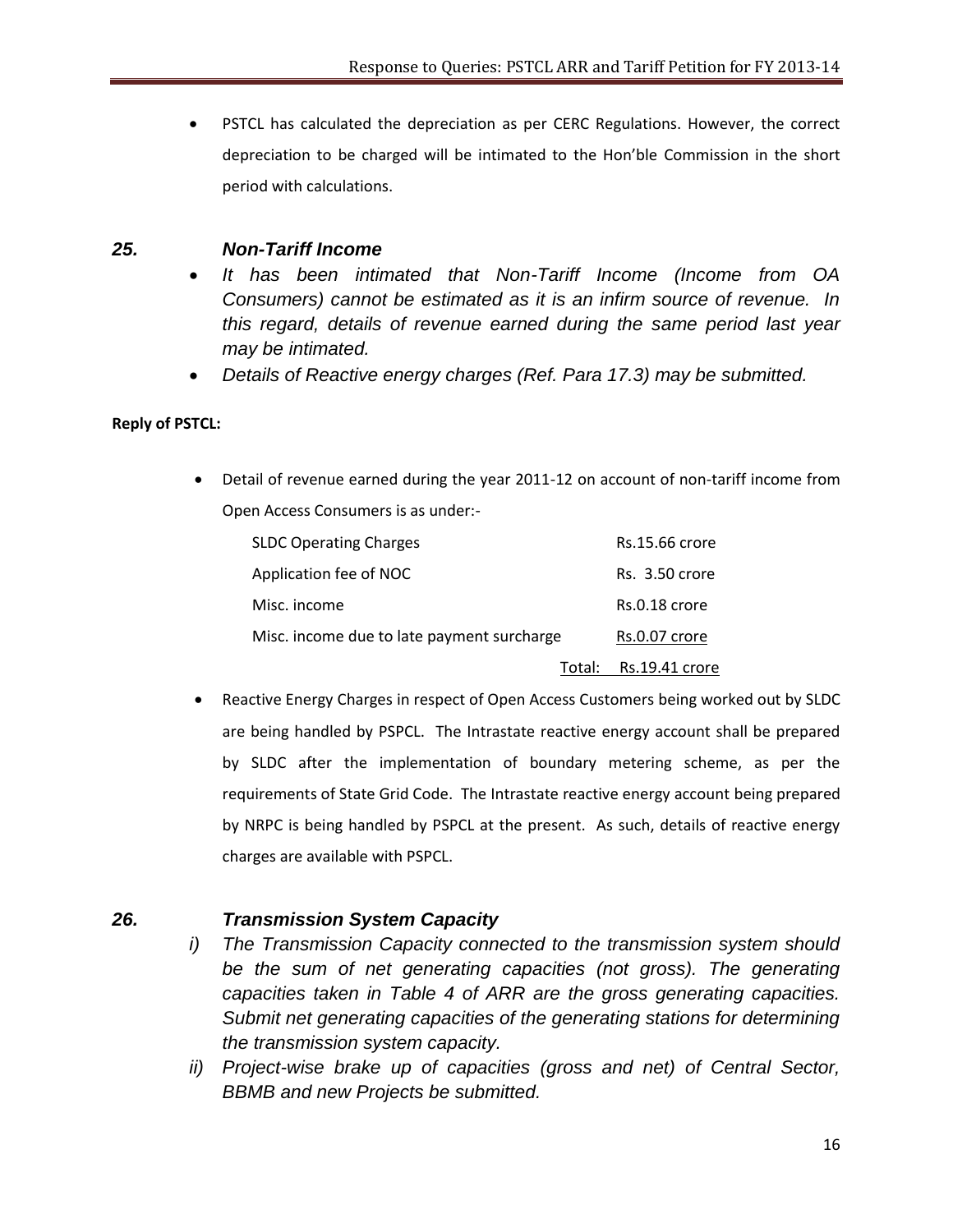- PSTCL has calculated the depreciation as per CERC Regulations. However, the correct depreciation to be charged will be intimated to the Hon'ble Commission in the short period with calculations.

## *25. Non-Tariff Income*

- *It has been intimated that Non-Tariff Income (Income from OA Consumers) cannot be estimated as it is an infirm source of revenue. In this regard, details of revenue earned during the same period last year may be intimated.*
- *Details of Reactive energy charges (Ref. Para 17.3) may be submitted.*

**Reply of PSTCL:**

- Detail of revenue earned during the year 2011-12 on account of non-tariff income from Open Access Consumers is as under:-

| | |
|---|---|
| SLDC Operating Charges | Rs.15.66 crore |
| Application fee of NOC | Rs. 3.50 crore |
| Misc. income | Rs.0.18 crore |
| Misc. income due to late payment surcharge | Rs.0.07 crore |
| Total: | Rs.19.41 crore |

- Reactive Energy Charges in respect of Open Access Customers being worked out by SLDC are being handled by PSPCL. The Intrastate reactive energy account shall be prepared by SLDC after the implementation of boundary metering scheme, as per the requirements of State Grid Code. The Intrastate reactive energy account being prepared by NRPC is being handled by PSPCL at the present. As such, details of reactive energy charges are available with PSPCL.

## *26. Transmission System Capacity*

*i) The Transmission Capacity connected to the transmission system should be the sum of net generating capacities (not gross). The generating capacities taken in Table 4 of ARR are the gross generating capacities. Submit net generating capacities of the generating stations for determining the transmission system capacity.*

*ii) Project-wise brake up of capacities (gross and net) of Central Sector, BBMB and new Projects be submitted.*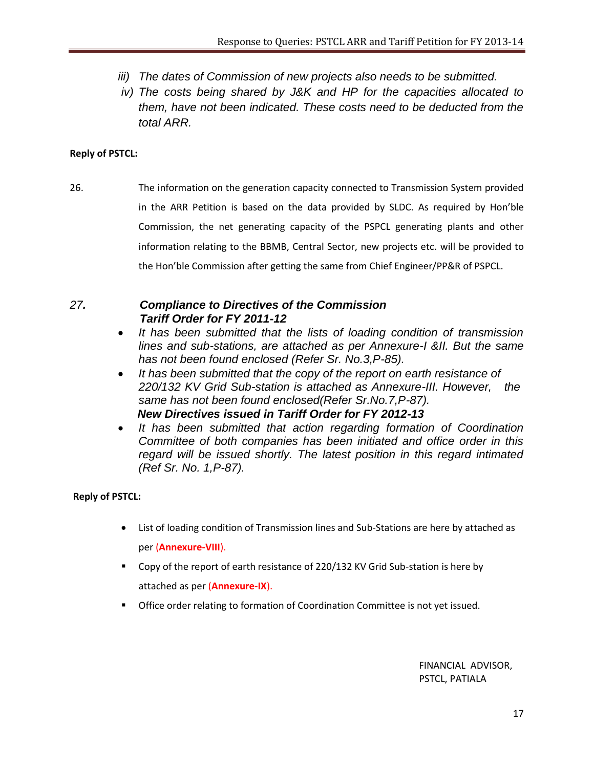*iii) The dates of Commission of new projects also needs to be submitted.*

*iv) The costs being shared by J&K and HP for the capacities allocated to them, have not been indicated. These costs need to be deducted from the total ARR.*

**Reply of PSTCL:**

26. The information on the generation capacity connected to Transmission System provided in the ARR Petition is based on the data provided by SLDC. As required by Hon'ble Commission, the net generating capacity of the PSPCL generating plants and other information relating to the BBMB, Central Sector, new projects etc. will be provided to the Hon'ble Commission after getting the same from Chief Engineer/PP&R of PSPCL.

***27. Compliance to Directives of the Commission***

***Tariff Order for FY 2011-12***

- *It has been submitted that the lists of loading condition of transmission lines and sub-stations, are attached as per Annexure-I &II. But the same has not been found enclosed (Refer Sr. No.3,P-85).*
- *It has been submitted that the copy of the report on earth resistance of 220/132 KV Grid Sub-station is attached as Annexure-III. However, the same has not been found enclosed(Refer Sr.No.7,P-87).*

***New Directives issued in Tariff Order for FY 2012-13***

- *It has been submitted that action regarding formation of Coordination Committee of both companies has been initiated and office order in this regard will be issued shortly. The latest position in this regard intimated (Ref Sr. No. 1,P-87).*

**Reply of PSTCL:**

- List of loading condition of Transmission lines and Sub-Stations are here by attached as per (**Annexure-VIII**).
- Copy of the report of earth resistance of 220/132 KV Grid Sub-station is here by attached as per (**Annexure-IX**).
- Office order relating to formation of Coordination Committee is not yet issued.

FINANCIAL ADVISOR,
PSTCL, PATIALA